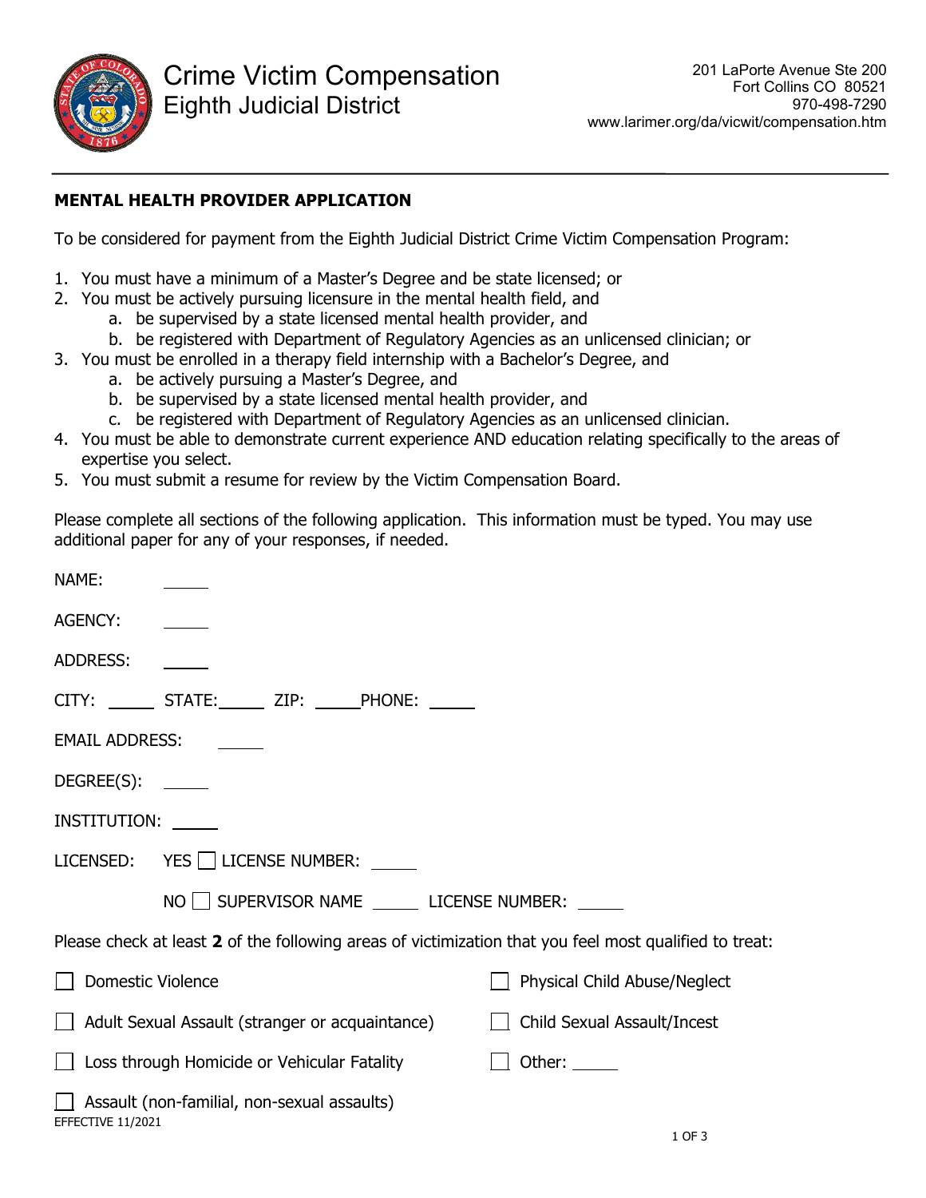Crime Victim Compensation
Eighth Judicial District

201 LaPorte Avenue Ste 200
Fort Collins CO 80521
970-498-7290
www.larimer.org/da/vicwit/compensation.htm

**MENTAL HEALTH PROVIDER APPLICATION**

To be considered for payment from the Eighth Judicial District Crime Victim Compensation Program:

1. You must have a minimum of a Master's Degree and be state licensed; or
2. You must be actively pursuing licensure in the mental health field, and
   a. be supervised by a state licensed mental health provider, and
   b. be registered with Department of Regulatory Agencies as an unlicensed clinician; or
3. You must be enrolled in a therapy field internship with a Bachelor's Degree, and
   a. be actively pursuing a Master's Degree, and
   b. be supervised by a state licensed mental health provider, and
   c. be registered with Department of Regulatory Agencies as an unlicensed clinician.
4. You must be able to demonstrate current experience AND education relating specifically to the areas of expertise you select.
5. You must submit a resume for review by the Victim Compensation Board.

Please complete all sections of the following application. This information must be typed. You may use additional paper for any of your responses, if needed.

NAME: _____

AGENCY: _____

ADDRESS: _____

CITY: _____ STATE: _____ ZIP: _____ PHONE: _____

EMAIL ADDRESS: _____

DEGREE(S): _____

INSTITUTION: _____

LICENSED: YES ☐ LICENSE NUMBER: _____

NO ☐ SUPERVISOR NAME _____ LICENSE NUMBER: _____

Please check at least **2** of the following areas of victimization that you feel most qualified to treat:

☐ Domestic Violence

☐ Adult Sexual Assault (stranger or acquaintance)

☐ Loss through Homicide or Vehicular Fatality

☐ Assault (non-familial, non-sexual assaults)

☐ Physical Child Abuse/Neglect

☐ Child Sexual Assault/Incest

☐ Other: _____

EFFECTIVE 11/2021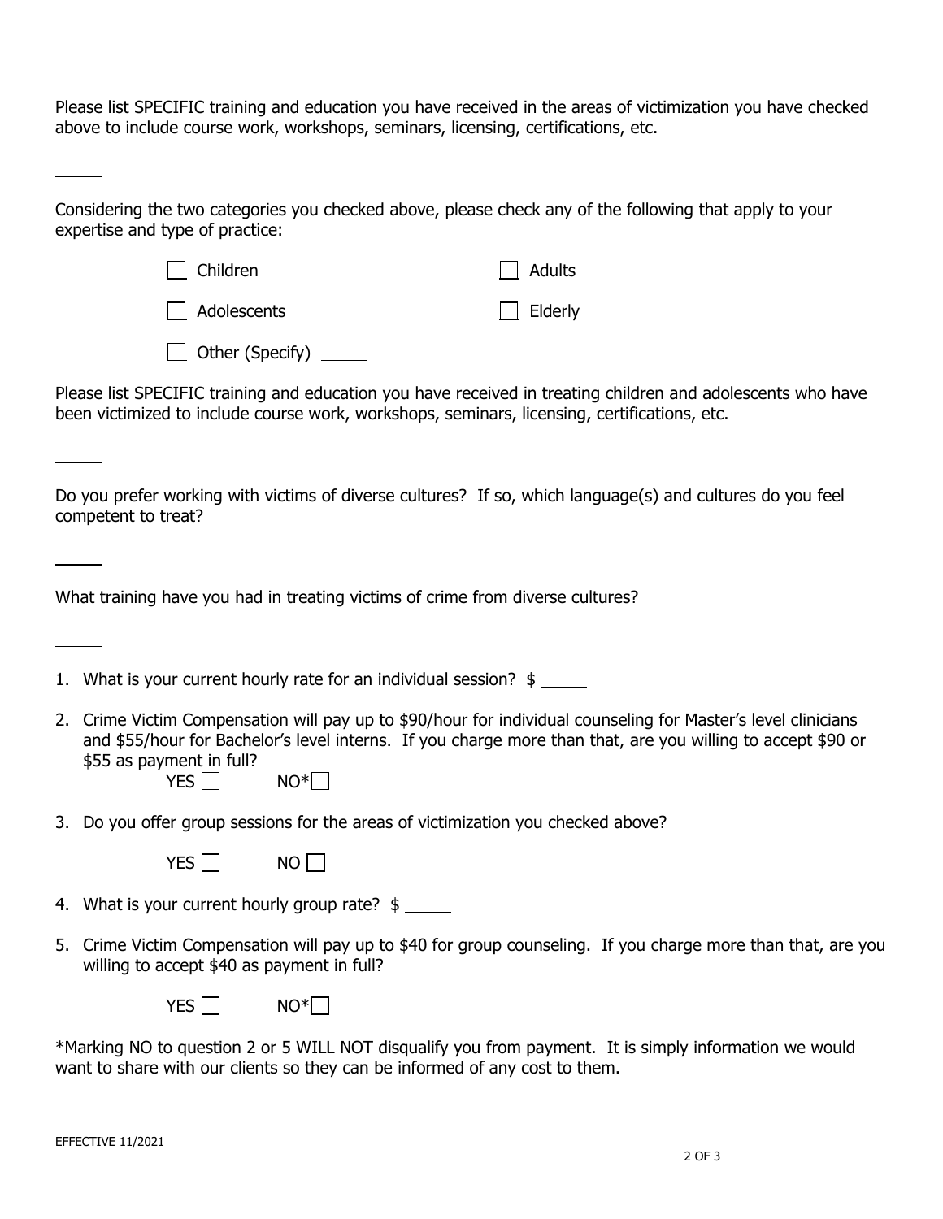Please list SPECIFIC training and education you have received in the areas of victimization you have checked above to include course work, workshops, seminars, licensing, certifications, etc.

_____

Considering the two categories you checked above, please check any of the following that apply to your expertise and type of practice:

- ☐ Children
- ☐ Adults
- ☐ Adolescents
- ☐ Elderly
- ☐ Other (Specify) _____

Please list SPECIFIC training and education you have received in treating children and adolescents who have been victimized to include course work, workshops, seminars, licensing, certifications, etc.

_____

Do you prefer working with victims of diverse cultures? If so, which language(s) and cultures do you feel competent to treat?

_____

What training have you had in treating victims of crime from diverse cultures?

_____

1. What is your current hourly rate for an individual session? $ _____
2. Crime Victim Compensation will pay up to $90/hour for individual counseling for Master's level clinicians and $55/hour for Bachelor's level interns. If you charge more than that, are you willing to accept $90 or $55 as payment in full?

   YES ☐ NO* ☐
3. Do you offer group sessions for the areas of victimization you checked above?

   YES ☐ NO ☐
4. What is your current hourly group rate? $ _____
5. Crime Victim Compensation will pay up to $40 for group counseling. If you charge more than that, are you willing to accept $40 as payment in full?

   YES ☐ NO* ☐

*Marking NO to question 2 or 5 WILL NOT disqualify you from payment. It is simply information we would want to share with our clients so they can be informed of any cost to them.

EFFECTIVE 11/2021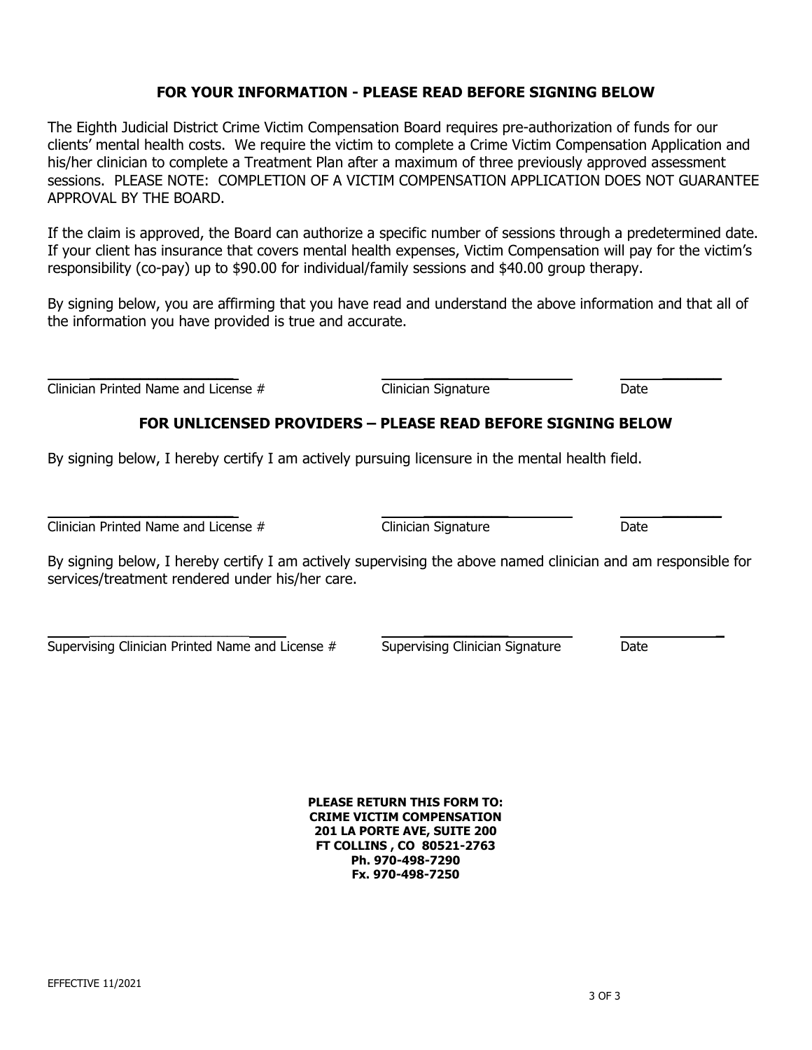## FOR YOUR INFORMATION - PLEASE READ BEFORE SIGNING BELOW

The Eighth Judicial District Crime Victim Compensation Board requires pre-authorization of funds for our clients' mental health costs. We require the victim to complete a Crime Victim Compensation Application and his/her clinician to complete a Treatment Plan after a maximum of three previously approved assessment sessions. PLEASE NOTE: COMPLETION OF A VICTIM COMPENSATION APPLICATION DOES NOT GUARANTEE APPROVAL BY THE BOARD.

If the claim is approved, the Board can authorize a specific number of sessions through a predetermined date. If your client has insurance that covers mental health expenses, Victim Compensation will pay for the victim's responsibility (co-pay) up to $90.00 for individual/family sessions and $40.00 group therapy.

By signing below, you are affirming that you have read and understand the above information and that all of the information you have provided is true and accurate.

| | | |
|---|---|---|
| ______________________ | ______________________ | __________ |
| Clinician Printed Name and License # | Clinician Signature | Date |

## FOR UNLICENSED PROVIDERS – PLEASE READ BEFORE SIGNING BELOW

By signing below, I hereby certify I am actively pursuing licensure in the mental health field.

| | | |
|---|---|---|
| ______________________ | ______________________ | __________ |
| Clinician Printed Name and License # | Clinician Signature | Date |

By signing below, I hereby certify I am actively supervising the above named clinician and am responsible for services/treatment rendered under his/her care.

| | | |
|---|---|---|
| ______________________ | ______________________ | __________ |
| Supervising Clinician Printed Name and License # | Supervising Clinician Signature | Date |

**PLEASE RETURN THIS FORM TO:**
**CRIME VICTIM COMPENSATION**
**201 LA PORTE AVE, SUITE 200**
**FT COLLINS , CO 80521-2763**
**Ph. 970-498-7290**
**Fx. 970-498-7250**

EFFECTIVE 11/2021